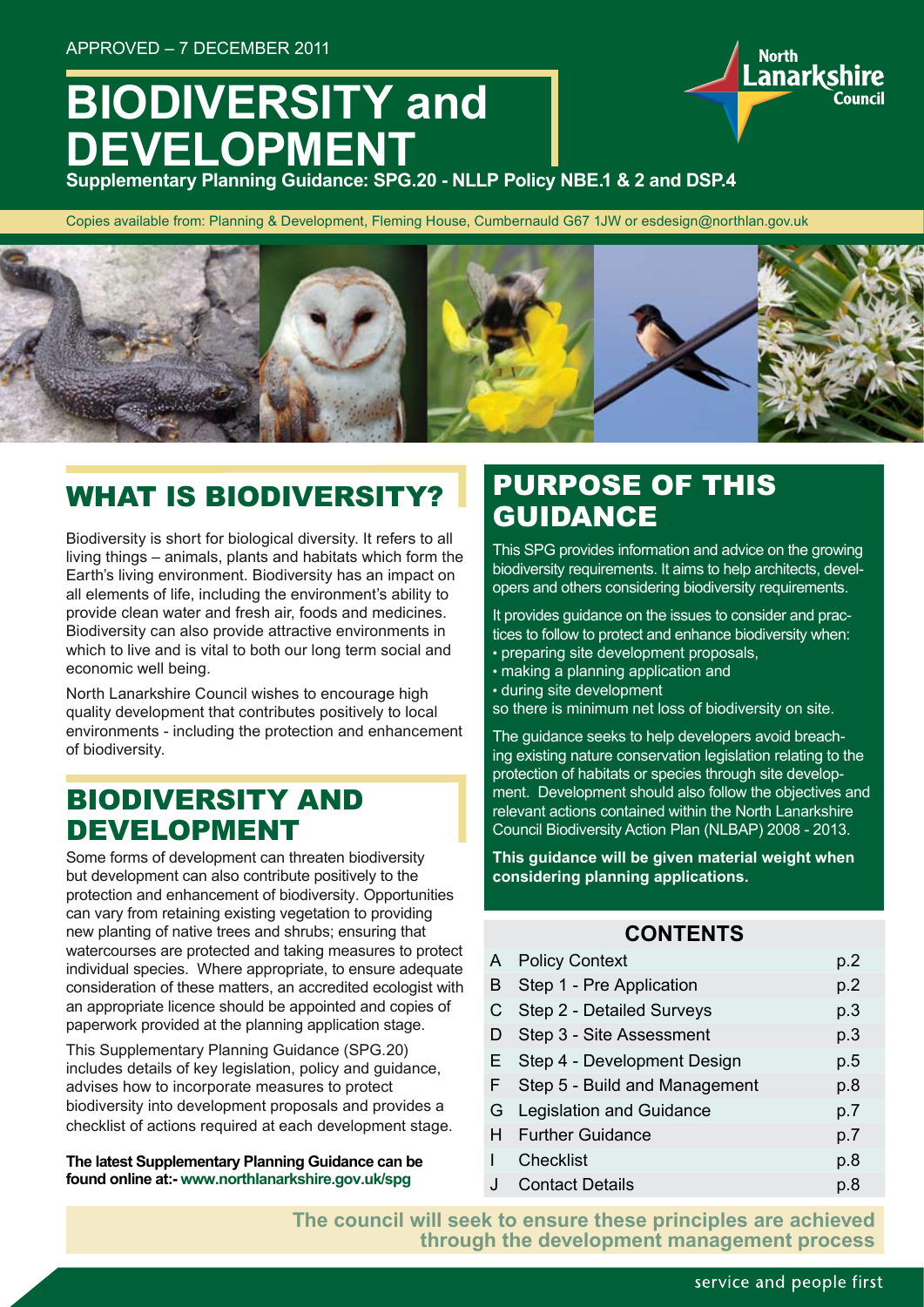APPROVED – 7 DECEMBER 2011

# BIODIVERSITY and DEVELOPMENT

**Supplementary Planning Guidance: SPG.20 - NLLP Policy NBE.1 & 2 and DSP.4**

Copies available from: Planning & Development, Fleming House, Cumbernauld G67 1JW or esdesign@northlan.gov.uk

## WHAT IS BIODIVERSITY?

Biodiversity is short for biological diversity. It refers to all living things – animals, plants and habitats which form the Earth's living environment. Biodiversity has an impact on all elements of life, including the environment's ability to provide clean water and fresh air, foods and medicines. Biodiversity can also provide attractive environments in which to live and is vital to both our long term social and economic well being.

North Lanarkshire Council wishes to encourage high quality development that contributes positively to local environments - including the protection and enhancement of biodiversity.

## BIODIVERSITY AND DEVELOPMENT

Some forms of development can threaten biodiversity but development can also contribute positively to the protection and enhancement of biodiversity. Opportunities can vary from retaining existing vegetation to providing new planting of native trees and shrubs; ensuring that watercourses are protected and taking measures to protect individual species. Where appropriate, to ensure adequate consideration of these matters, an accredited ecologist with an appropriate licence should be appointed and copies of paperwork provided at the planning application stage.

This Supplementary Planning Guidance (SPG.20) includes details of key legislation, policy and guidance, advises how to incorporate measures to protect biodiversity into development proposals and provides a checklist of actions required at each development stage.

**The latest Supplementary Planning Guidance can be found online at:- www.northlanarkshire.gov.uk/spg**

## PURPOSE OF THIS GUIDANCE

This SPG provides information and advice on the growing biodiversity requirements. It aims to help architects, developers and others considering biodiversity requirements.

It provides guidance on the issues to consider and practices to follow to protect and enhance biodiversity when:

- preparing site development proposals,
- making a planning application and
- during site development

so there is minimum net loss of biodiversity on site.

The guidance seeks to help developers avoid breaching existing nature conservation legislation relating to the protection of habitats or species through site development. Development should also follow the objectives and relevant actions contained within the North Lanarkshire Council Biodiversity Action Plan (NLBAP) 2008 - 2013.

**This guidance will be given material weight when considering planning applications.**

### CONTENTS

| | | |
|---|---|---|
| A | Policy Context | p.2 |
| B | Step 1 - Pre Application | p.2 |
| C | Step 2 - Detailed Surveys | p.3 |
| D | Step 3 - Site Assessment | p.3 |
| E | Step 4 - Development Design | p.5 |
| F | Step 5 - Build and Management | p.8 |
| G | Legislation and Guidance | p.7 |
| H | Further Guidance | p.7 |
| I | Checklist | p.8 |
| J | Contact Details | p.8 |

**The council will seek to ensure these principles are achieved through the development management process**

service and people first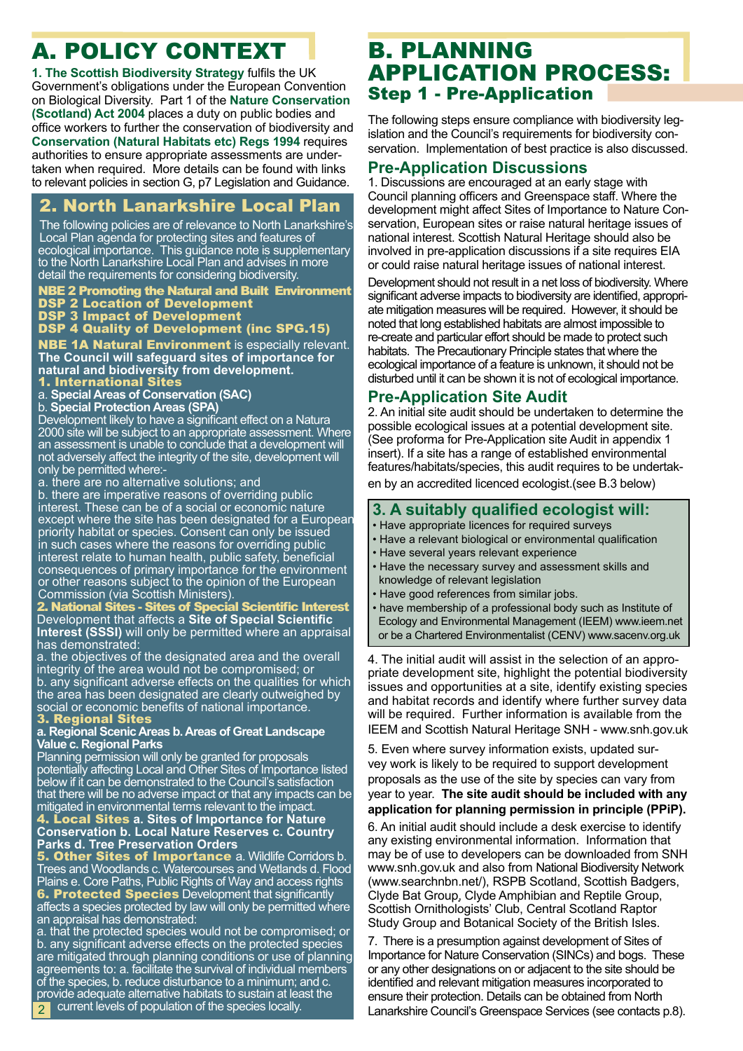# A. POLICY CONTEXT

**1. The Scottish Biodiversity Strategy** fulfils the UK Government's obligations under the European Convention on Biological Diversity. Part 1 of the **Nature Conservation (Scotland) Act 2004** places a duty on public bodies and office workers to further the conservation of biodiversity and **Conservation (Natural Habitats etc) Regs 1994** requires authorities to ensure appropriate assessments are undertaken when required. More details can be found with links to relevant policies in section G, p7 Legislation and Guidance.

## 2. North Lanarkshire Local Plan

The following policies are of relevance to North Lanarkshire's Local Plan agenda for protecting sites and features of ecological importance. This guidance note is supplementary to the North Lanarkshire Local Plan and advises in more detail the requirements for considering biodiversity.

**NBE 2 Promoting the Natural and Built Environment**
**DSP 2 Location of Development**
**DSP 3 Impact of Development**
**DSP 4 Quality of Development (inc SPG.15)**

**NBE 1A Natural Environment** is especially relevant. **The Council will safeguard sites of importance for natural and biodiversity from development.**

**1. International Sites**

a. **Special Areas of Conservation (SAC)**
b. **Special Protection Areas (SPA)**

Development likely to have a significant effect on a Natura 2000 site will be subject to an appropriate assessment. Where an assessment is unable to conclude that a development will not adversely affect the integrity of the site, development will only be permitted where:-

a. there are no alternative solutions; and
b. there are imperative reasons of overriding public interest. These can be of a social or economic nature except where the site has been designated for a European priority habitat or species. Consent can only be issued in such cases where the reasons for overriding public interest relate to human health, public safety, beneficial consequences of primary importance for the environment or other reasons subject to the opinion of the European Commission (via Scottish Ministers).

**2. National Sites - Sites of Special Scientific Interest**

Development that affects a **Site of Special Scientific Interest (SSSI)** will only be permitted where an appraisal has demonstrated:

a. the objectives of the designated area and the overall integrity of the area would not be compromised; or
b. any significant adverse effects on the qualities for which the area has been designated are clearly outweighed by social or economic benefits of national importance.

**3. Regional Sites**

**a. Regional Scenic Areas b. Areas of Great Landscape Value c. Regional Parks**

Planning permission will only be granted for proposals potentially affecting Local and Other Sites of Importance listed below if it can be demonstrated to the Council's satisfaction that there will be no adverse impact or that any impacts can be mitigated in environmental terms relevant to the impact.

**4. Local Sites a. Sites of Importance for Nature Conservation b. Local Nature Reserves c. Country Parks d. Tree Preservation Orders**

**5. Other Sites of Importance** a. Wildlife Corridors b. Trees and Woodlands c. Watercourses and Wetlands d. Flood Plains e. Core Paths, Public Rights of Way and access rights

**6. Protected Species** Development that significantly affects a species protected by law will only be permitted where an appraisal has demonstrated:

a. that the protected species would not be compromised; or
b. any significant adverse effects on the protected species are mitigated through planning conditions or use of planning agreements to: a. facilitate the survival of individual members of the species, b. reduce disturbance to a minimum; and c. provide adequate alternative habitats to sustain at least the current levels of population of the species locally.

# B. PLANNING APPLICATION PROCESS:

## Step 1 - Pre-Application

The following steps ensure compliance with biodiversity legislation and the Council's requirements for biodiversity conservation. Implementation of best practice is also discussed.

### Pre-Application Discussions

1. Discussions are encouraged at an early stage with Council planning officers and Greenspace staff. Where the development might affect Sites of Importance to Nature Conservation, European sites or raise natural heritage issues of national interest. Scottish Natural Heritage should also be involved in pre-application discussions if a site requires EIA or could raise natural heritage issues of national interest.

Development should not result in a net loss of biodiversity. Where significant adverse impacts to biodiversity are identified, appropriate mitigation measures will be required. However, it should be noted that long established habitats are almost impossible to re-create and particular effort should be made to protect such habitats. The Precautionary Principle states that where the ecological importance of a feature is unknown, it should not be disturbed until it can be shown it is not of ecological importance.

### Pre-Application Site Audit

2. An initial site audit should be undertaken to determine the possible ecological issues at a potential development site. (See proforma for Pre-Application site Audit in appendix 1 insert). If a site has a range of established environmental features/habitats/species, this audit requires to be undertaken by an accredited licenced ecologist.(see B.3 below)

### 3. A suitably qualified ecologist will:

- Have appropriate licences for required surveys
- Have a relevant biological or environmental qualification
- Have several years relevant experience
- Have the necessary survey and assessment skills and knowledge of relevant legislation
- Have good references from similar jobs.
- have membership of a professional body such as Institute of Ecology and Environmental Management (IEEM) www.ieem.net or be a Chartered Environmentalist (CENV) www.sacenv.org.uk

4. The initial audit will assist in the selection of an appropriate development site, highlight the potential biodiversity issues and opportunities at a site, identify existing species and habitat records and identify where further survey data will be required. Further information is available from the IEEM and Scottish Natural Heritage SNH - www.snh.gov.uk

5. Even where survey information exists, updated survey work is likely to be required to support development proposals as the use of the site by species can vary from year to year. **The site audit should be included with any application for planning permission in principle (PPiP).**

6. An initial audit should include a desk exercise to identify any existing environmental information. Information that may be of use to developers can be downloaded from SNH www.snh.gov.uk and also from National Biodiversity Network (www.searchnbn.net/), RSPB Scotland, Scottish Badgers, Clyde Bat Group, Clyde Amphibian and Reptile Group, Scottish Ornithologists' Club, Central Scotland Raptor Study Group and Botanical Society of the British Isles.

7. There is a presumption against development of Sites of Importance for Nature Conservation (SINCs) and bogs. These or any other designations on or adjacent to the site should be identified and relevant mitigation measures incorporated to ensure their protection. Details can be obtained from North Lanarkshire Council's Greenspace Services (see contacts p.8).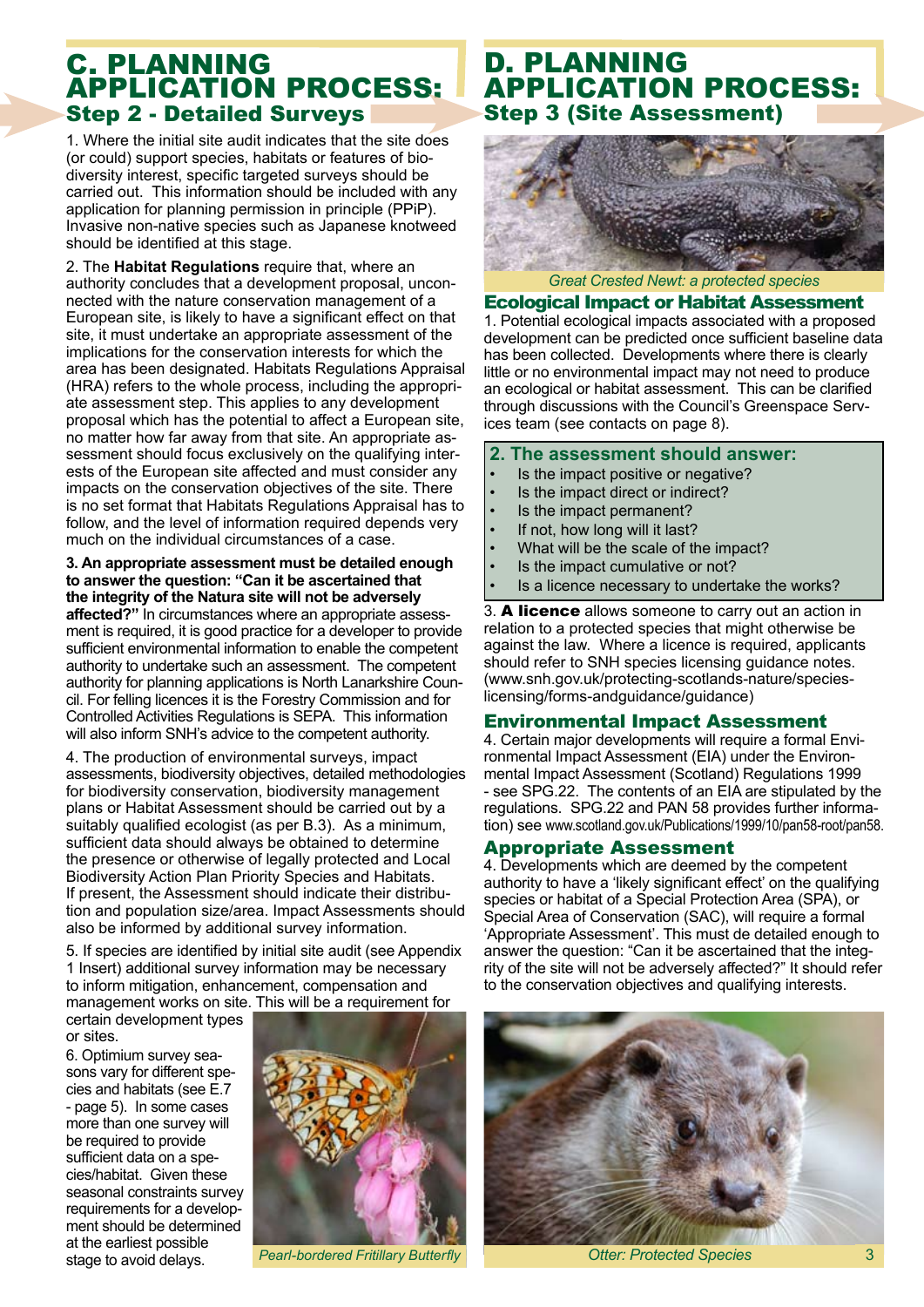# C. PLANNING APPLICATION PROCESS:

## Step 2 - Detailed Surveys

1. Where the initial site audit indicates that the site does (or could) support species, habitats or features of biodiversity interest, specific targeted surveys should be carried out. This information should be included with any application for planning permission in principle (PPiP). Invasive non-native species such as Japanese knotweed should be identified at this stage.

2. The **Habitat Regulations** require that, where an authority concludes that a development proposal, unconnected with the nature conservation management of a European site, is likely to have a significant effect on that site, it must undertake an appropriate assessment of the implications for the conservation interests for which the area has been designated. Habitats Regulations Appraisal (HRA) refers to the whole process, including the appropriate assessment step. This applies to any development proposal which has the potential to affect a European site, no matter how far away from that site. An appropriate assessment should focus exclusively on the qualifying interests of the European site affected and must consider any impacts on the conservation objectives of the site. There is no set format that Habitats Regulations Appraisal has to follow, and the level of information required depends very much on the individual circumstances of a case.

**3. An appropriate assessment must be detailed enough to answer the question: "Can it be ascertained that the integrity of the Natura site will not be adversely affected?"** In circumstances where an appropriate assessment is required, it is good practice for a developer to provide sufficient environmental information to enable the competent authority to undertake such an assessment. The competent authority for planning applications is North Lanarkshire Council. For felling licences it is the Forestry Commission and for Controlled Activities Regulations is SEPA. This information will also inform SNH's advice to the competent authority.

4. The production of environmental surveys, impact assessments, biodiversity objectives, detailed methodologies for biodiversity conservation, biodiversity management plans or Habitat Assessment should be carried out by a suitably qualified ecologist (as per B.3). As a minimum, sufficient data should always be obtained to determine the presence or otherwise of legally protected and Local Biodiversity Action Plan Priority Species and Habitats. If present, the Assessment should indicate their distribution and population size/area. Impact Assessments should also be informed by additional survey information.

5. If species are identified by initial site audit (see Appendix 1 Insert) additional survey information may be necessary to inform mitigation, enhancement, compensation and management works on site. This will be a requirement for certain development types or sites.

6. Optimium survey seasons vary for different species and habitats (see E.7 - page 5). In some cases more than one survey will be required to provide sufficient data on a species/habitat. Given these seasonal constraints survey requirements for a development should be determined at the earliest possible stage to avoid delays.

*Pearl-bordered Fritillary Butterfly*

# D. PLANNING APPLICATION PROCESS:

## Step 3 (Site Assessment)

*Great Crested Newt: a protected species*

### Ecological Impact or Habitat Assessment

1. Potential ecological impacts associated with a proposed development can be predicted once sufficient baseline data has been collected. Developments where there is clearly little or no environmental impact may not need to produce an ecological or habitat assessment. This can be clarified through discussions with the Council's Greenspace Services team (see contacts on page 8).

**2. The assessment should answer:**

- Is the impact positive or negative?
- Is the impact direct or indirect?
- Is the impact permanent?
- If not, how long will it last?
- What will be the scale of the impact?
- Is the impact cumulative or not?
- Is a licence necessary to undertake the works?

3. **A licence** allows someone to carry out an action in relation to a protected species that might otherwise be against the law. Where a licence is required, applicants should refer to SNH species licensing guidance notes. (www.snh.gov.uk/protecting-scotlands-nature/species-licensing/forms-andguidance/guidance)

### Environmental Impact Assessment

4. Certain major developments will require a formal Environmental Impact Assessment (EIA) under the Environmental Impact Assessment (Scotland) Regulations 1999 - see SPG.22. The contents of an EIA are stipulated by the regulations. SPG.22 and PAN 58 provides further information) see www.scotland.gov.uk/Publications/1999/10/pan58-root/pan58.

### Appropriate Assessment

4. Developments which are deemed by the competent authority to have a 'likely significant effect' on the qualifying species or habitat of a Special Protection Area (SPA), or Special Area of Conservation (SAC), will require a formal 'Appropriate Assessment'. This must be detailed enough to answer the question: "Can it be ascertained that the integrity of the site will not be adversely affected?" It should refer to the conservation objectives and qualifying interests.

*Otter: Protected Species*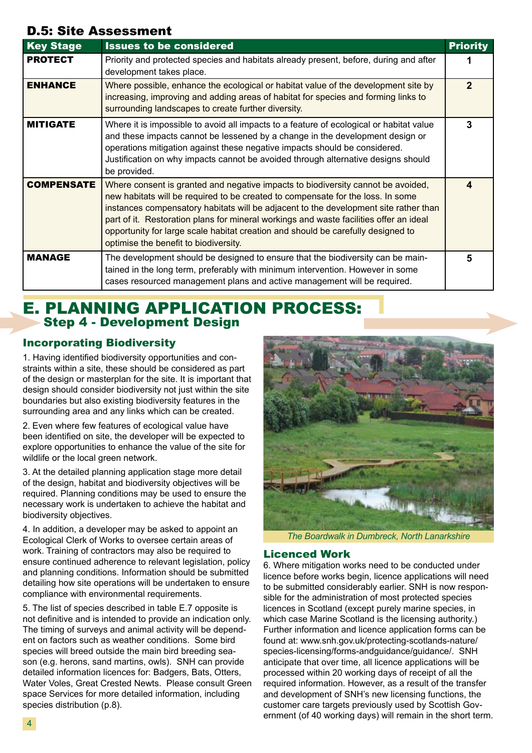## D.5: Site Assessment

| Key Stage | Issues to be considered | Priority |
|---|---|---|
| **PROTECT** | Priority and protected species and habitats already present, before, during and after development takes place. | 1 |
| **ENHANCE** | Where possible, enhance the ecological or habitat value of the development site by increasing, improving and adding areas of habitat for species and forming links to surrounding landscapes to create further diversity. | 2 |
| **MITIGATE** | Where it is impossible to avoid all impacts to a feature of ecological or habitat value and these impacts cannot be lessened by a change in the development design or operations mitigation against these negative impacts should be considered. Justification on why impacts cannot be avoided through alternative designs should be provided. | 3 |
| **COMPENSATE** | Where consent is granted and negative impacts to biodiversity cannot be avoided, new habitats will be required to be created to compensate for the loss. In some instances compensatory habitats will be adjacent to the development site rather than part of it. Restoration plans for mineral workings and waste facilities offer an ideal opportunity for large scale habitat creation and should be carefully designed to optimise the benefit to biodiversity. | 4 |
| **MANAGE** | The development should be designed to ensure that the biodiversity can be maintained in the long term, preferably with minimum intervention. However in some cases resourced management plans and active management will be required. | 5 |

# E. PLANNING APPLICATION PROCESS:
## Step 4 - Development Design

### Incorporating Biodiversity

1. Having identified biodiversity opportunities and constraints within a site, these should be considered as part of the design or masterplan for the site. It is important that design should consider biodiversity not just within the site boundaries but also existing biodiversity features in the surrounding area and any links which can be created.

2. Even where few features of ecological value have been identified on site, the developer will be expected to explore opportunities to enhance the value of the site for wildlife or the local green network.

3. At the detailed planning application stage more detail of the design, habitat and biodiversity objectives will be required. Planning conditions may be used to ensure the necessary work is undertaken to achieve the habitat and biodiversity objectives.

4. In addition, a developer may be asked to appoint an Ecological Clerk of Works to oversee certain areas of work. Training of contractors may also be required to ensure continued adherence to relevant legislation, policy and planning conditions. Information should be submitted detailing how site operations will be undertaken to ensure compliance with environmental requirements.

5. The list of species described in table E.7 opposite is not definitive and is intended to provide an indication only. The timing of surveys and animal activity will be dependent on factors such as weather conditions. Some bird species will breed outside the main bird breeding season (e.g. herons, sand martins, owls). SNH can provide detailed information licences for: Badgers, Bats, Otters, Water Voles, Great Crested Newts. Please consult Green space Services for more detailed information, including species distribution (p.8).

*The Boardwalk in Dumbreck, North Lanarkshire*

### Licenced Work

6. Where mitigation works need to be conducted under licence before works begin, licence applications will need to be submitted considerably earlier. SNH is now responsible for the administration of most protected species licences in Scotland (except purely marine species, in which case Marine Scotland is the licensing authority.) Further information and licence application forms can be found at: www.snh.gov.uk/protecting-scotlands-nature/species-licensing/forms-andguidance/guidance/. SNH anticipate that over time, all licence applications will be processed within 20 working days of receipt of all the required information. However, as a result of the transfer and development of SNH's new licensing functions, the customer care targets previously used by Scottish Government (of 40 working days) will remain in the short term.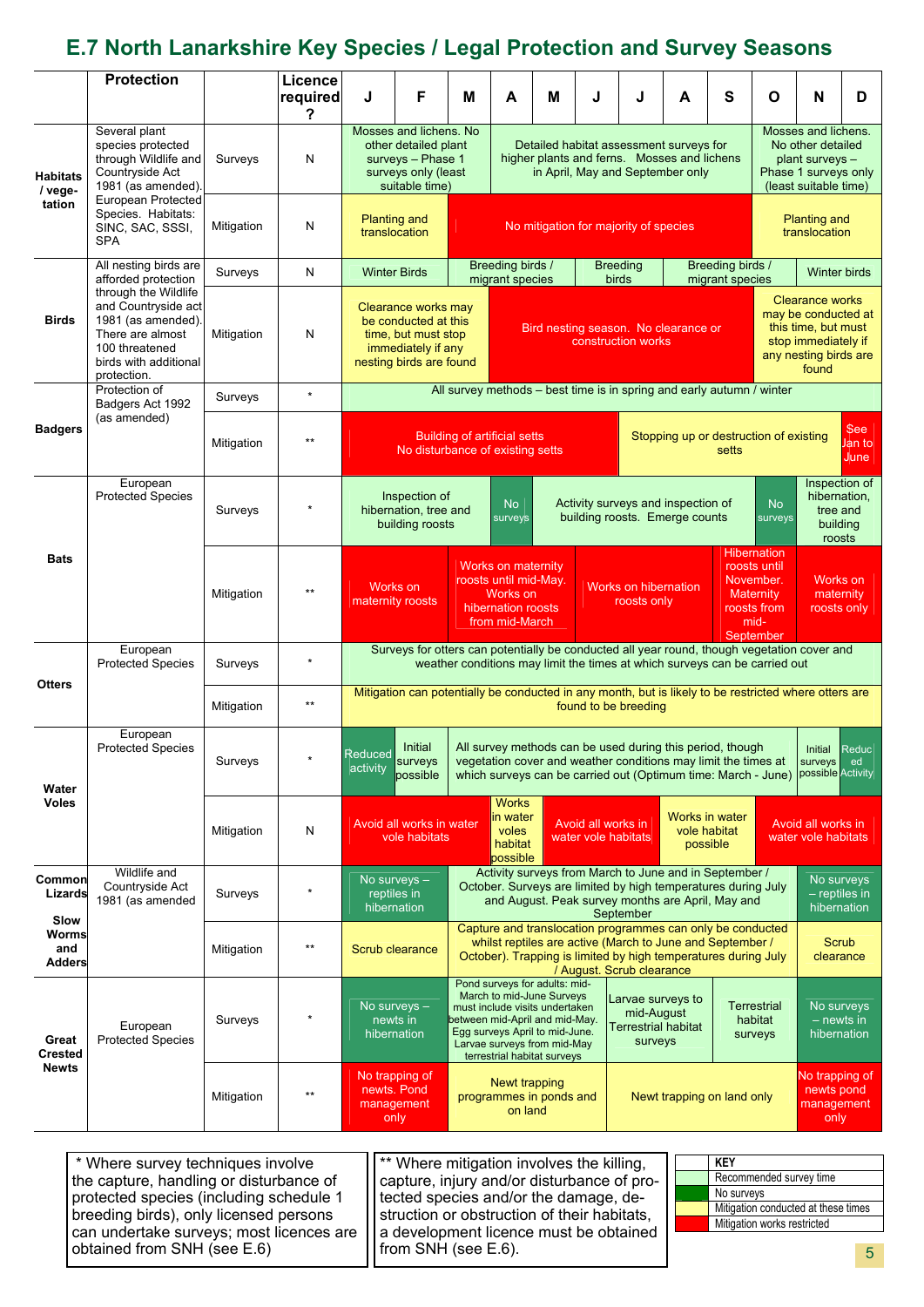# E.7 North Lanarkshire Key Species / Legal Protection and Survey Seasons

| | Protection | | Licence required? | J | F | M | A | M | J | J | A | S | O | N | D |
|---|---|---|---|---|---|---|---|---|---|---|---|---|---|---|---|
| **Habitats / vegetation** | Several plant species protected through Wildlife and Countryside Act 1981 (as amended). European Protected Species. Habitats: SINC, SAC, SSSI, SPA | Surveys | N | Mosses and lichens. No other detailed plant surveys – Phase 1 surveys only (least suitable time) | | | Detailed habitat assessment surveys for higher plants and ferns. Mosses and lichens in April, May and September only | | | | | | Mosses and lichens. No other detailed plant surveys – Phase 1 surveys only (least suitable time) | | |
| | | Mitigation | N | Planting and translocation | | No mitigation for majority of species | | | | | | | Planting and translocation | | |
| **Birds** | All nesting birds are afforded protection through the Wildlife and Countryside act 1981 (as amended). There are almost 100 threatened birds with additional protection. | Surveys | N | Winter Birds | | Breeding birds / migrant species | | Breeding birds | | Breeding birds / migrant species | | | Winter birds | | |
| | | Mitigation | N | Clearance works may be conducted at this time, but must stop immediately if any nesting birds are found | | | Bird nesting season. No clearance or construction works | | | | | | Clearance works may be conducted at this time, but must stop immediately if any nesting birds are found | | |
| **Badgers** | Protection of Badgers Act 1992 (as amended) | Surveys | * | All survey methods – best time is in spring and early autumn / winter | | | | | | | | | | | |
| | | Mitigation | ** | Building of artificial setts. No disturbance of existing setts | | | | | | Stopping up or destruction of existing setts | | | | | See Jan to June |
| **Bats** | European Protected Species | Surveys | * | Inspection of hibernation, tree and building roosts | | | No surveys | Activity surveys and inspection of building roosts. Emerge counts | | | | | No surveys | Inspection of hibernation, tree and building roosts | |
| | | Mitigation | ** | Works on maternity roosts | | Works on maternity roosts until mid-May. Works on hibernation roosts from mid-March | | | Works on hibernation roosts only | | | Hibernation roosts until November. Maternity roosts from mid-September | | Works on maternity roosts only | |
| **Otters** | European Protected Species | Surveys | * | Surveys for otters can potentially be conducted all year round, though vegetation cover and weather conditions may limit the times at which surveys can be carried out | | | | | | | | | | | |
| | | Mitigation | ** | Mitigation can potentially be conducted in any month, but is likely to be restricted where otters are found to be breeding | | | | | | | | | | | |
| **Water Voles** | European Protected Species | Surveys | * | Reduced activity | Initial surveys possible | All survey methods can be used during this period, though vegetation cover and weather conditions may limit the times at which surveys can be carried out (Optimum time: March - June) | | | | | | | | Initial surveys possible | Reduced Activity |
| | | Mitigation | N | Avoid all works in water vole habitats | | | Works in water voles habitat possible | Avoid all works in water vole habitats | | | Works in water vole habitat possible | | Avoid all works in water vole habitats | | |
| **Common Lizards, Slow Worms and Adders** | Wildlife and Countryside Act 1981 (as amended | Surveys | * | No surveys – reptiles in hibernation | | Activity surveys from March to June and in September / October. Surveys are limited by high temperatures during July and August. Peak survey months are April, May and September | | | | | | | | No surveys – reptiles in hibernation | |
| | | Mitigation | ** | Scrub clearance | | Capture and translocation programmes can only be conducted whilst reptiles are active (March to June and September / October). Trapping is limited by high temperatures during July / August. Scrub clearance | | | | | | | | Scrub clearance | |
| **Great Crested Newts** | European Protected Species | Surveys | * | No surveys – newts in hibernation | | Pond surveys for adults: mid-March to mid-June Surveys must include visits undertaken between mid-April and mid-May. Egg surveys April to mid-June. Larvae surveys from mid-May terrestrial habitat surveys | | | | Larvae surveys to mid-August Terrestrial habitat surveys | | Terrestrial habitat surveys | | No surveys – newts in hibernation | |
| | | Mitigation | ** | No trapping of newts. Pond management only | | Newt trapping programmes in ponds and on land | | | | Newt trapping on land only | | | | No trapping of newts pond management only | |

\* Where survey techniques involve the capture, handling or disturbance of protected species (including schedule 1 breeding birds), only licensed persons can undertake surveys; most licences are obtained from SNH (see E.6)

\*\* Where mitigation involves the killing, capture, injury and/or disturbance of protected species and/or the damage, destruction or obstruction of their habitats, a development licence must be obtained from SNH (see E.6).

| KEY | |
|---|---|
| Light green | Recommended survey time |
| Dark green | No surveys |
| Yellow | Mitigation conducted at these times |
| Red | Mitigation works restricted |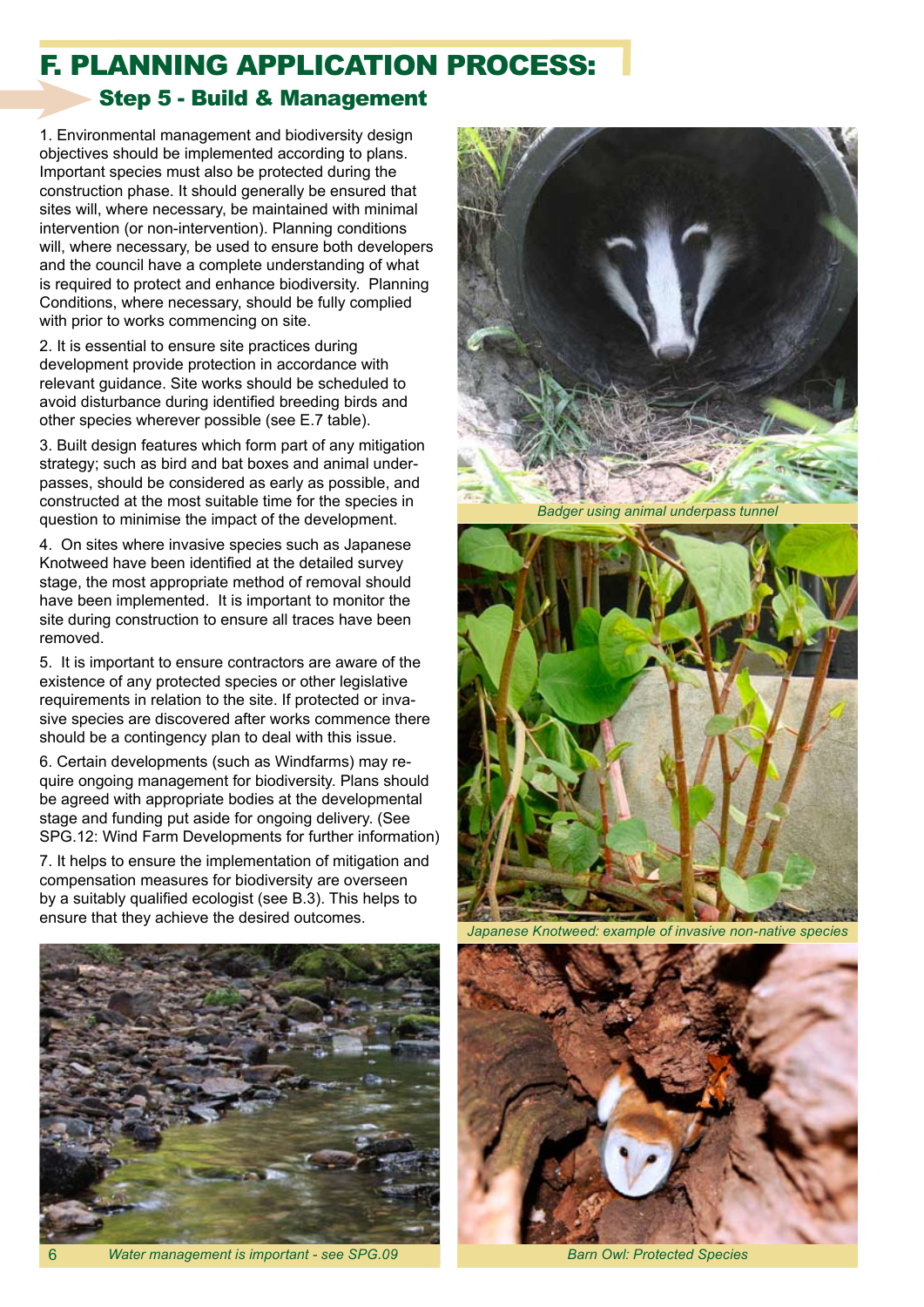# F. PLANNING APPLICATION PROCESS:

## Step 5 - Build & Management

1. Environmental management and biodiversity design objectives should be implemented according to plans. Important species must also be protected during the construction phase. It should generally be ensured that sites will, where necessary, be maintained with minimal intervention (or non-intervention). Planning conditions will, where necessary, be used to ensure both developers and the council have a complete understanding of what is required to protect and enhance biodiversity. Planning Conditions, where necessary, should be fully complied with prior to works commencing on site.

2. It is essential to ensure site practices during development provide protection in accordance with relevant guidance. Site works should be scheduled to avoid disturbance during identified breeding birds and other species wherever possible (see E.7 table).

3. Built design features which form part of any mitigation strategy; such as bird and bat boxes and animal underpasses, should be considered as early as possible, and constructed at the most suitable time for the species in question to minimise the impact of the development.

4. On sites where invasive species such as Japanese Knotweed have been identified at the detailed survey stage, the most appropriate method of removal should have been implemented. It is important to monitor the site during construction to ensure all traces have been removed.

5. It is important to ensure contractors are aware of the existence of any protected species or other legislative requirements in relation to the site. If protected or invasive species are discovered after works commence there should be a contingency plan to deal with this issue.

6. Certain developments (such as Windfarms) may require ongoing management for biodiversity. Plans should be agreed with appropriate bodies at the developmental stage and funding put aside for ongoing delivery. (See SPG.12: Wind Farm Developments for further information)

7. It helps to ensure the implementation of mitigation and compensation measures for biodiversity are overseen by a suitably qualified ecologist (see B.3). This helps to ensure that they achieve the desired outcomes.

*Water management is important - see SPG.09*

*Badger using animal underpass tunnel*

*Japanese Knotweed: example of invasive non-native species*

*Barn Owl: Protected Species*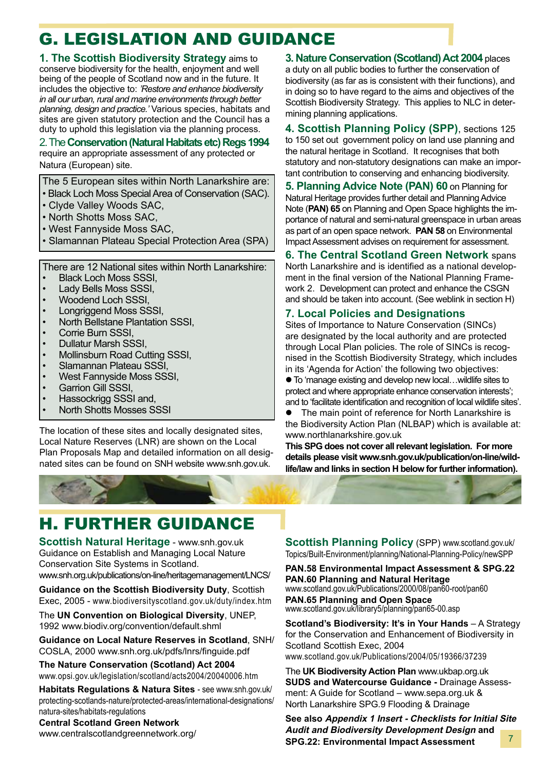# G. LEGISLATION AND GUIDANCE

**1. The Scottish Biodiversity Strategy** aims to conserve biodiversity for the health, enjoyment and well being of the people of Scotland now and in the future. It includes the objective to: *'Restore and enhance biodiversity in all our urban, rural and marine environments through better planning, design and practice.'* Various species, habitats and sites are given statutory protection and the Council has a duty to uphold this legislation via the planning process.

2. The **Conservation (Natural Habitats etc) Regs 1994** require an appropriate assessment of any protected or Natura (European) site.

The 5 European sites within North Lanarkshire are:

- Black Loch Moss Special Area of Conservation (SAC).
- Clyde Valley Woods SAC,
- North Shotts Moss SAC,
- West Fannyside Moss SAC,
- Slamannan Plateau Special Protection Area (SPA)

There are 12 National sites within North Lanarkshire:

- Black Loch Moss SSSI,
- Lady Bells Moss SSSI,
- Woodend Loch SSSI,
- Longriggend Moss SSSI,
- North Bellstane Plantation SSSI,
- Corrie Burn SSSI,
- Dullatur Marsh SSSI,
- Mollinsburn Road Cutting SSSI,
- Slamannan Plateau SSSI,
- West Fannyside Moss SSSI,
- Garrion Gill SSSI,
- Hassockrigg SSSI and,
- North Shotts Mosses SSSI

The location of these sites and locally designated sites, Local Nature Reserves (LNR) are shown on the Local Plan Proposals Map and detailed information on all designated sites can be found on SNH website www.snh.gov.uk.

**3. Nature Conservation (Scotland) Act 2004** places a duty on all public bodies to further the conservation of biodiversity (as far as is consistent with their functions), and in doing so to have regard to the aims and objectives of the Scottish Biodiversity Strategy. This applies to NLC in determining planning applications.

**4. Scottish Planning Policy (SPP)**, sections 125 to 150 set out government policy on land use planning and the natural heritage in Scotland. It recognises that both statutory and non-statutory designations can make an important contribution to conserving and enhancing biodiversity.

**5. Planning Advice Note (PAN) 60** on Planning for Natural Heritage provides further detail and Planning Advice Note (**PAN) 65** on Planning and Open Space highlights the importance of natural and semi-natural greenspace in urban areas as part of an open space network. **PAN 58** on Environmental Impact Assessment advises on requirement for assessment.

**6. The Central Scotland Green Network** spans North Lanarkshire and is identified as a national development in the final version of the National Planning Framework 2. Development can protect and enhance the CSGN and should be taken into account. (See weblink in section H)

**7. Local Policies and Designations**

Sites of Importance to Nature Conservation (SINCs) are designated by the local authority and are protected through Local Plan policies. The role of SINCs is recognised in the Scottish Biodiversity Strategy, which includes in its 'Agenda for Action' the following two objectives:

- To 'manage existing and develop new local…wildlife sites to protect and where appropriate enhance conservation interests'; and to 'facilitate identification and recognition of local wildlife sites'.
- The main point of reference for North Lanarkshire is the Biodiversity Action Plan (NLBAP) which is available at: www.northlanarkshire.gov.uk

**This SPG does not cover all relevant legislation. For more details please visit www.snh.gov.uk/publication/on-line/wildlife/law and links in section H below for further information).**

# H. FURTHER GUIDANCE

**Scottish Natural Heritage** - www.snh.gov.uk
Guidance on Establish and Managing Local Nature Conservation Site Systems in Scotland.
www.snh.org.uk/publications/on-line/heritagemanagement/LNCS/

**Guidance on the Scottish Biodiversity Duty**, Scottish Exec, 2005 - www.biodiversityscotland.gov.uk/duty/index.htm

The **UN Convention on Biological Diversity**, UNEP, 1992 www.biodiv.org/convention/default.shml

**Guidance on Local Nature Reserves in Scotland**, SNH/COSLA, 2000 www.snh.org.uk/pdfs/lnrs/finguide.pdf

**The Nature Conservation (Scotland) Act 2004**
www.opsi.gov.uk/legislation/scotland/acts2004/20040006.htm

**Habitats Regulations & Natura Sites** - see www.snh.gov.uk/protecting-scotlands-nature/protected-areas/international-designations/natura-sites/habitats-regulations

**Central Scotland Green Network**
www.centralscotlandgreennetwork.org/

**Scottish Planning Policy** (SPP) www.scotland.gov.uk/Topics/Built-Environment/planning/National-Planning-Policy/newSPP

**PAN.58 Environmental Impact Assessment & SPG.22**
**PAN.60 Planning and Natural Heritage**
www.scotland.gov.uk/Publications/2000/08/pan60-root/pan60
**PAN.65 Planning and Open Space**
www.scotland.gov.uk/library5/planning/pan65-00.asp

**Scotland's Biodiversity: It's in Your Hands** – A Strategy for the Conservation and Enhancement of Biodiversity in Scotland Scottish Exec, 2004
www.scotland.gov.uk/Publications/2004/05/19366/37239

The **UK Biodiversity Action Plan** www.ukbap.org.uk
**SUDS and Watercourse Guidance -** Drainage Assessment: A Guide for Scotland – www.sepa.org.uk & North Lanarkshire SPG.9 Flooding & Drainage

**See also *Appendix 1 Insert - Checklists for Initial Site Audit and Biodiversity Development Design* and SPG.22: Environmental Impact Assessment**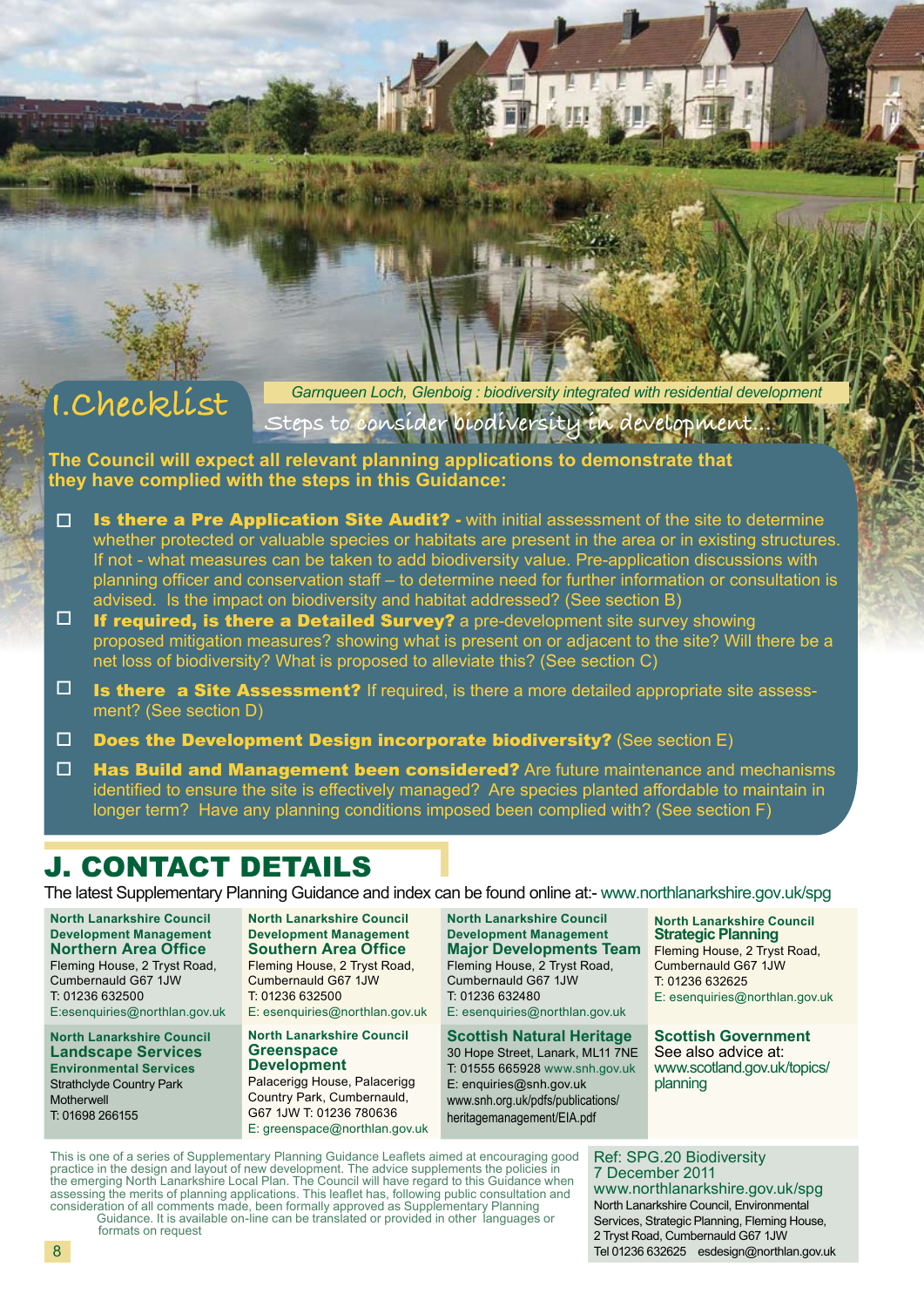*Garnqueen Loch, Glenboig : biodiversity integrated with residential development*

## I. Checklist

*Steps to consider biodiversity in development...*

**The Council will expect all relevant planning applications to demonstrate that they have complied with the steps in this Guidance:**

- ☐ **Is there a Pre Application Site Audit? -** with initial assessment of the site to determine whether protected or valuable species or habitats are present in the area or in existing structures. If not - what measures can be taken to add biodiversity value. Pre-application discussions with planning officer and conservation staff – to determine need for further information or consultation is advised. Is the impact on biodiversity and habitat addressed? (See section B)
- ☐ **If required, is there a Detailed Survey?** a pre-development site survey showing proposed mitigation measures? showing what is present on or adjacent to the site? Will there be a net loss of biodiversity? What is proposed to alleviate this? (See section C)
- ☐ **Is there a Site Assessment?** If required, is there a more detailed appropriate site assessment? (See section D)
- ☐ **Does the Development Design incorporate biodiversity?** (See section E)
- ☐ **Has Build and Management been considered?** Are future maintenance and mechanisms identified to ensure the site is effectively managed? Are species planted affordable to maintain in longer term? Have any planning conditions imposed been complied with? (See section F)

## J. CONTACT DETAILS

The latest Supplementary Planning Guidance and index can be found online at:- www.northlanarkshire.gov.uk/spg

**North Lanarkshire Council Development Management**
**Northern Area Office**
Fleming House, 2 Tryst Road, Cumbernauld G67 1JW
T: 01236 632500
E:esenquiries@northlan.gov.uk

**North Lanarkshire Council Development Management**
**Southern Area Office**
Fleming House, 2 Tryst Road, Cumbernauld G67 1JW
T: 01236 632500
E: esenquiries@northlan.gov.uk

**North Lanarkshire Council Development Management**
**Major Developments Team**
Fleming House, 2 Tryst Road, Cumbernauld G67 1JW
T: 01236 632480
E: esenquiries@northlan.gov.uk

**North Lanarkshire Council**
**Strategic Planning**
Fleming House, 2 Tryst Road, Cumbernauld G67 1JW
T: 01236 632625
E: esenquiries@northlan.gov.uk

**North Lanarkshire Council**
**Landscape Services**
**Environmental Services**
Strathclyde Country Park
Motherwell
T: 01698 266155

**North Lanarkshire Council**
**Greenspace Development**
Palacerigg House, Palacerigg Country Park, Cumbernauld, G67 1JW T: 01236 780636
E: greenspace@northlan.gov.uk

**Scottish Natural Heritage**
30 Hope Street, Lanark, ML11 7NE
T: 01555 665928 www.snh.gov.uk
E: enquiries@snh.gov.uk
www.snh.org.uk/pdfs/publications/heritagemanagement/EIA.pdf

**Scottish Government**
See also advice at:
www.scotland.gov.uk/topics/planning

This is one of a series of Supplementary Planning Guidance Leaflets aimed at encouraging good practice in the design and layout of new development. The advice supplements the policies in the emerging North Lanarkshire Local Plan. The Council will have regard to this Guidance when assessing the merits of planning applications. This leaflet has, following public consultation and consideration of all comments made, been formally approved as Supplementary Planning Guidance. It is available on-line can be translated or provided in other languages or formats on request

Ref: SPG.20 Biodiversity
7 December 2011
www.northlanarkshire.gov.uk/spg
North Lanarkshire Council, Environmental Services, Strategic Planning, Fleming House, 2 Tryst Road, Cumbernauld G67 1JW
Tel 01236 632625 esdesign@northlan.gov.uk